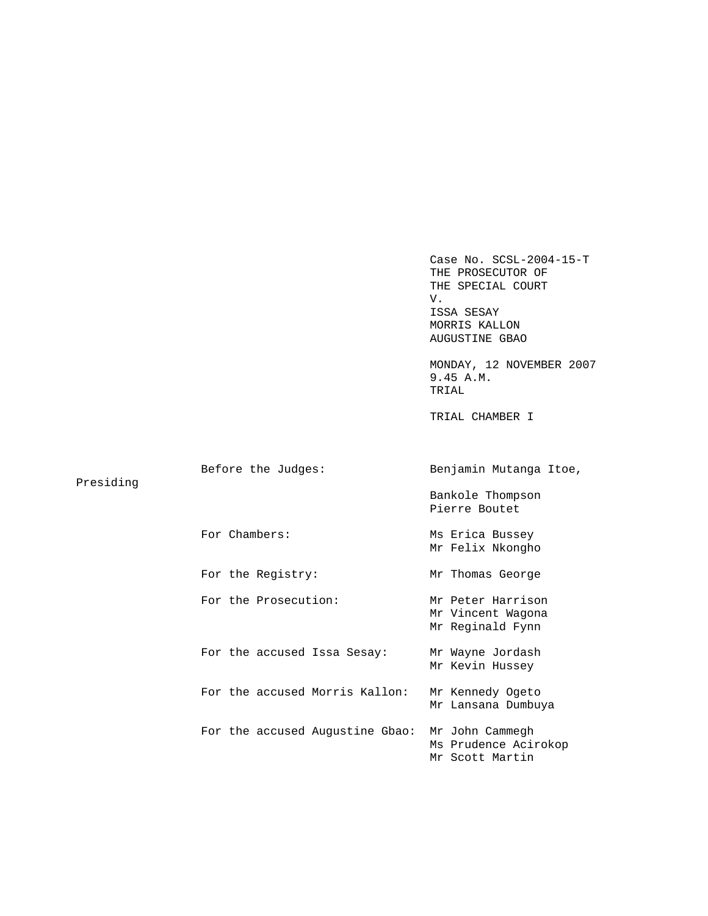Case No. SCSL-2004-15-T
THE PROSECUTOR OF
THE SPECIAL COURT
V.
ISSA SESAY
MORRIS KALLON
AUGUSTINE GBAO

MONDAY, 12 NOVEMBER 2007
9.45 A.M.
TRIAL

TRIAL CHAMBER I

| | |
|---|---|
| Before the Judges: | Benjamin Mutanga Itoe, Presiding |
| | Bankole Thompson |
| | Pierre Boutet |
| For Chambers: | Ms Erica Bussey |
| | Mr Felix Nkongho |
| For the Registry: | Mr Thomas George |
| For the Prosecution: | Mr Peter Harrison |
| | Mr Vincent Wagona |
| | Mr Reginald Fynn |
| For the accused Issa Sesay: | Mr Wayne Jordash |
| | Mr Kevin Hussey |
| For the accused Morris Kallon: | Mr Kennedy Ogeto |
| | Mr Lansana Dumbuya |
| For the accused Augustine Gbao: | Mr John Cammegh |
| | Ms Prudence Acirokop |
| | Mr Scott Martin |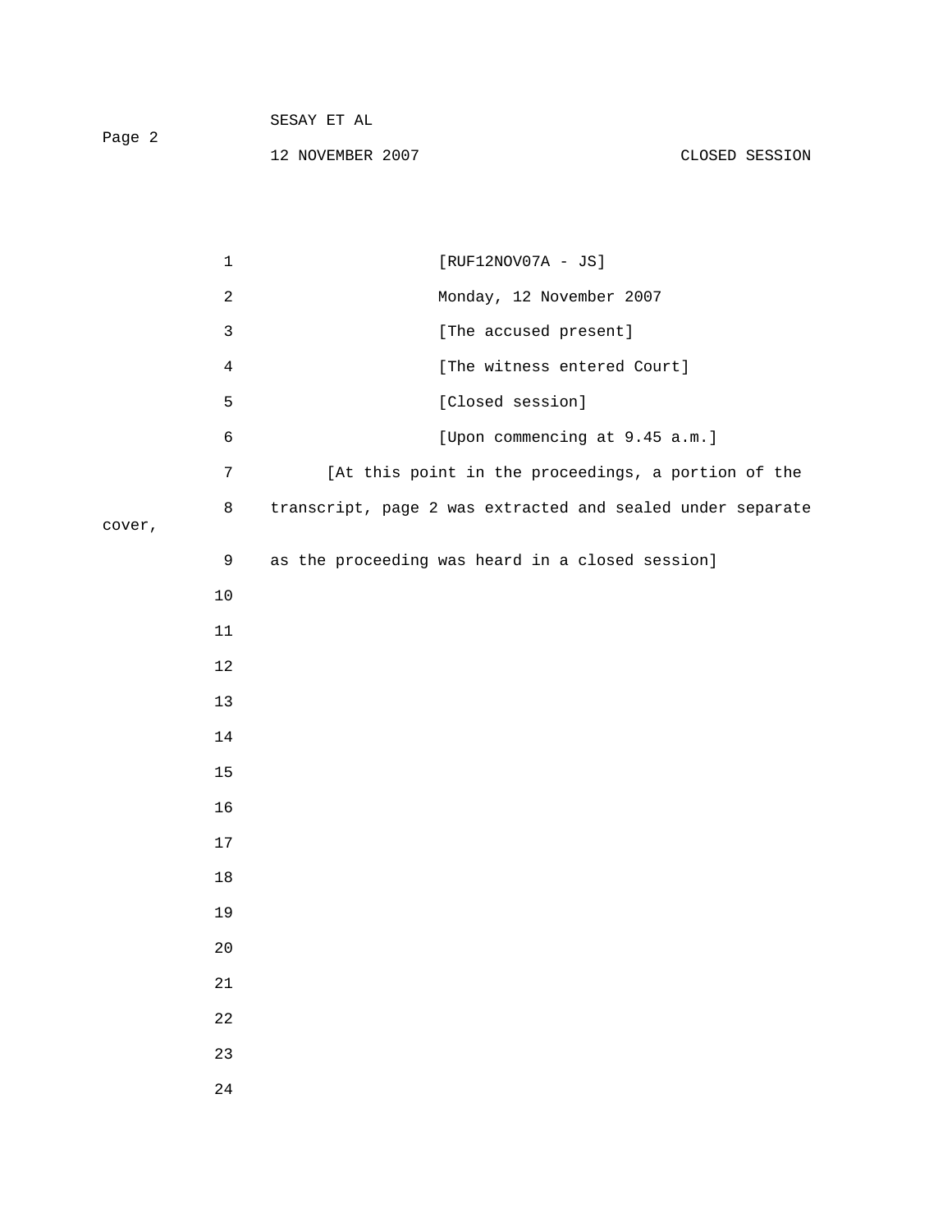[RUF12NOV07A - JS]

Monday, 12 November 2007

[The accused present]

[The witness entered Court]

[Closed session]

[Upon commencing at 9.45 a.m.]

[At this point in the proceedings, a portion of the transcript, page 2 was extracted and sealed under separate cover, as the proceeding was heard in a closed session]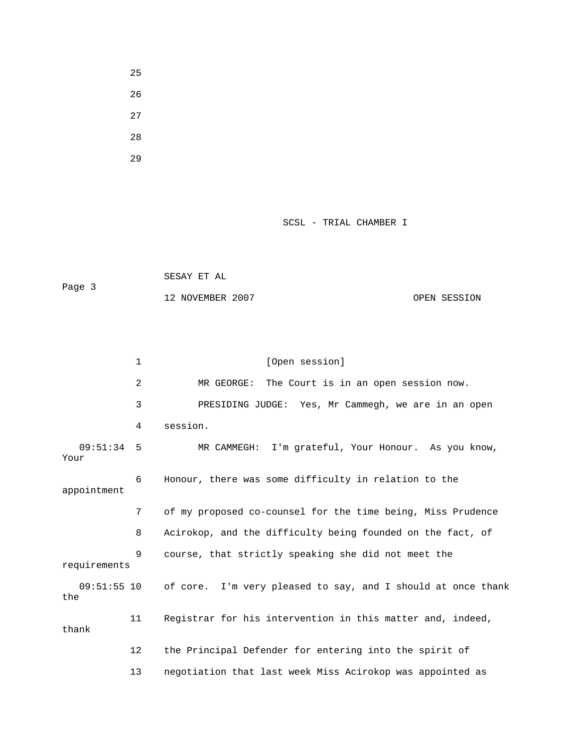25

26

27

28

29

[Open session]

MR GEORGE: The Court is in an open session now.

PRESIDING JUDGE: Yes, Mr Cammegh, we are in an open session.

09:51:34 MR CAMMEGH: I'm grateful, Your Honour. As you know, Your Honour, there was some difficulty in relation to the appointment of my proposed co-counsel for the time being, Miss Prudence Acirokop, and the difficulty being founded on the fact, of course, that strictly speaking she did not meet the requirements

09:51:55 of core. I'm very pleased to say, and I should at once thank the Registrar for his intervention in this matter and, indeed, thank the Principal Defender for entering into the spirit of negotiation that last week Miss Acirokop was appointed as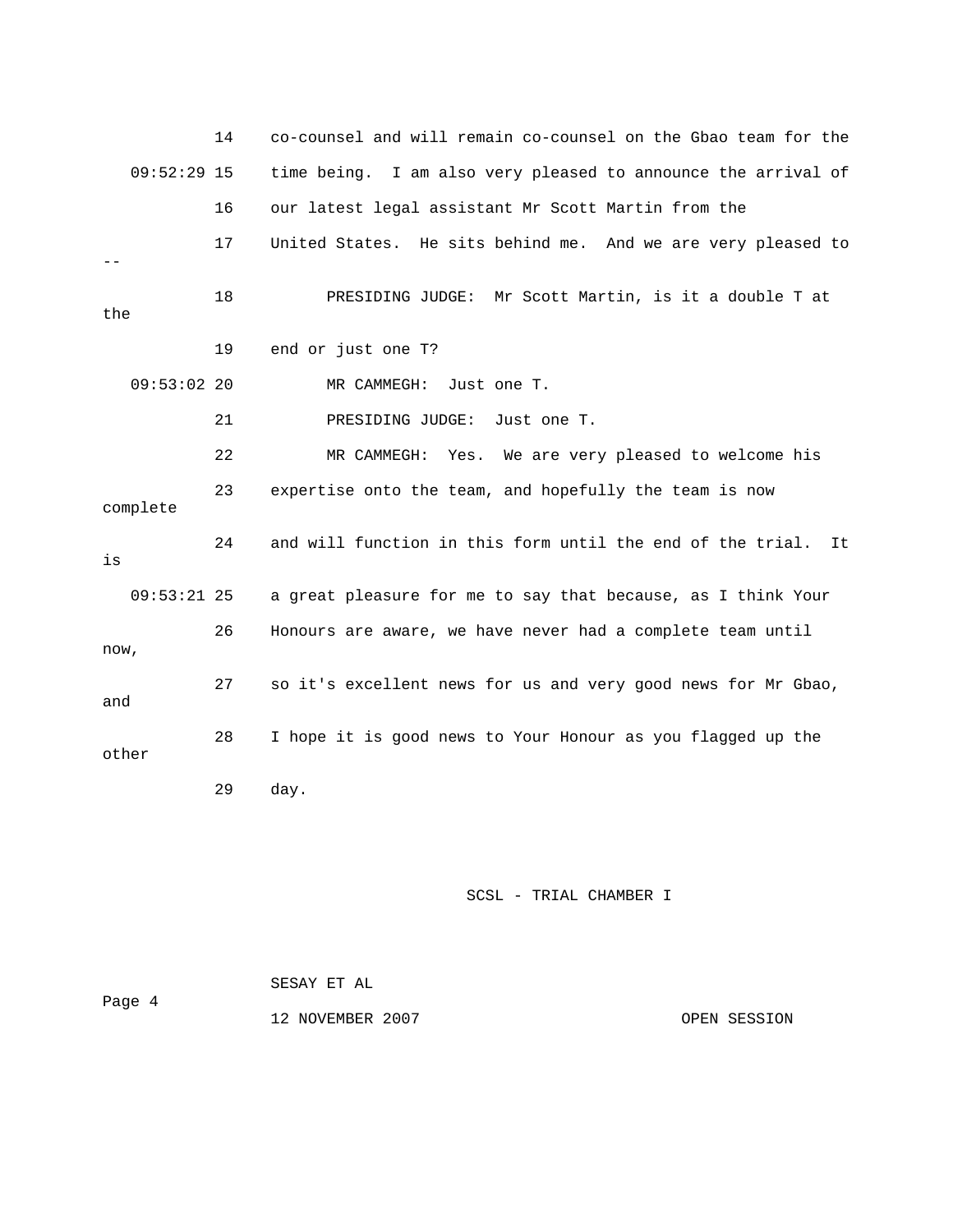14 co-counsel and will remain co-counsel on the Gbao team for the

09:52:29 15 time being. I am also very pleased to announce the arrival of

16 our latest legal assistant Mr Scott Martin from the

17 United States. He sits behind me. And we are very pleased to --

18 PRESIDING JUDGE: Mr Scott Martin, is it a double T at the

19 end or just one T?

09:53:02 20 MR CAMMEGH: Just one T.

21 PRESIDING JUDGE: Just one T.

22 MR CAMMEGH: Yes. We are very pleased to welcome his

23 expertise onto the team, and hopefully the team is now complete

24 and will function in this form until the end of the trial. It is

09:53:21 25 a great pleasure for me to say that because, as I think Your

26 Honours are aware, we have never had a complete team until now,

27 so it's excellent news for us and very good news for Mr Gbao, and

28 I hope it is good news to Your Honour as you flagged up the other

29 day.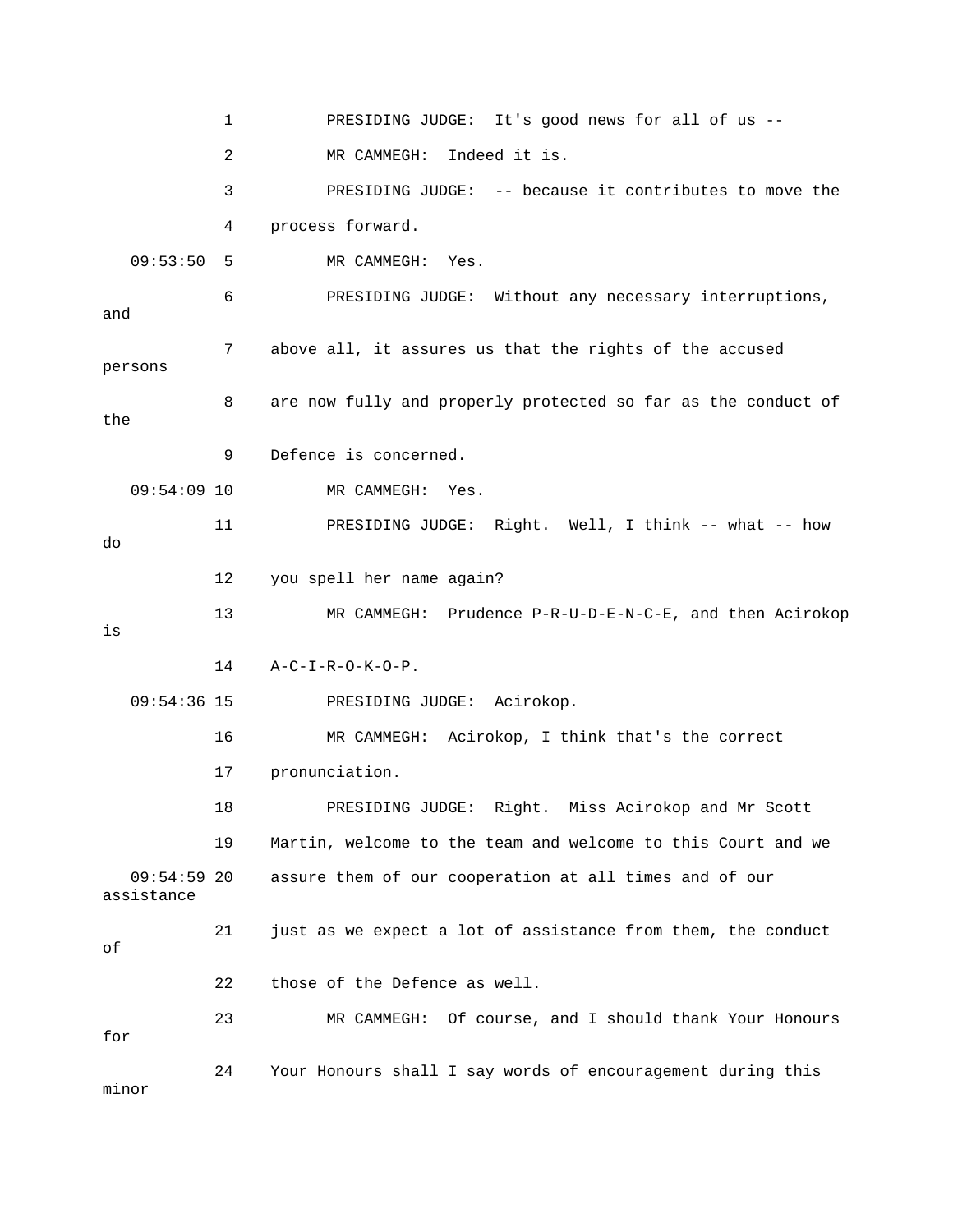1 PRESIDING JUDGE: It's good news for all of us --

2 MR CAMMEGH: Indeed it is.

3 PRESIDING JUDGE: -- because it contributes to move the

4 process forward.

09:53:50 5 MR CAMMEGH: Yes.

6 PRESIDING JUDGE: Without any necessary interruptions, and

7 above all, it assures us that the rights of the accused persons

8 are now fully and properly protected so far as the conduct of the

9 Defence is concerned.

09:54:09 10 MR CAMMEGH: Yes.

11 PRESIDING JUDGE: Right. Well, I think -- what -- how do

12 you spell her name again?

13 MR CAMMEGH: Prudence P-R-U-D-E-N-C-E, and then Acirokop is

14 A-C-I-R-O-K-O-P.

09:54:36 15 PRESIDING JUDGE: Acirokop.

16 MR CAMMEGH: Acirokop, I think that's the correct

17 pronunciation.

18 PRESIDING JUDGE: Right. Miss Acirokop and Mr Scott

19 Martin, welcome to the team and welcome to this Court and we

09:54:59 20 assure them of our cooperation at all times and of our assistance

21 just as we expect a lot of assistance from them, the conduct of

22 those of the Defence as well.

23 MR CAMMEGH: Of course, and I should thank Your Honours for

24 Your Honours shall I say words of encouragement during this minor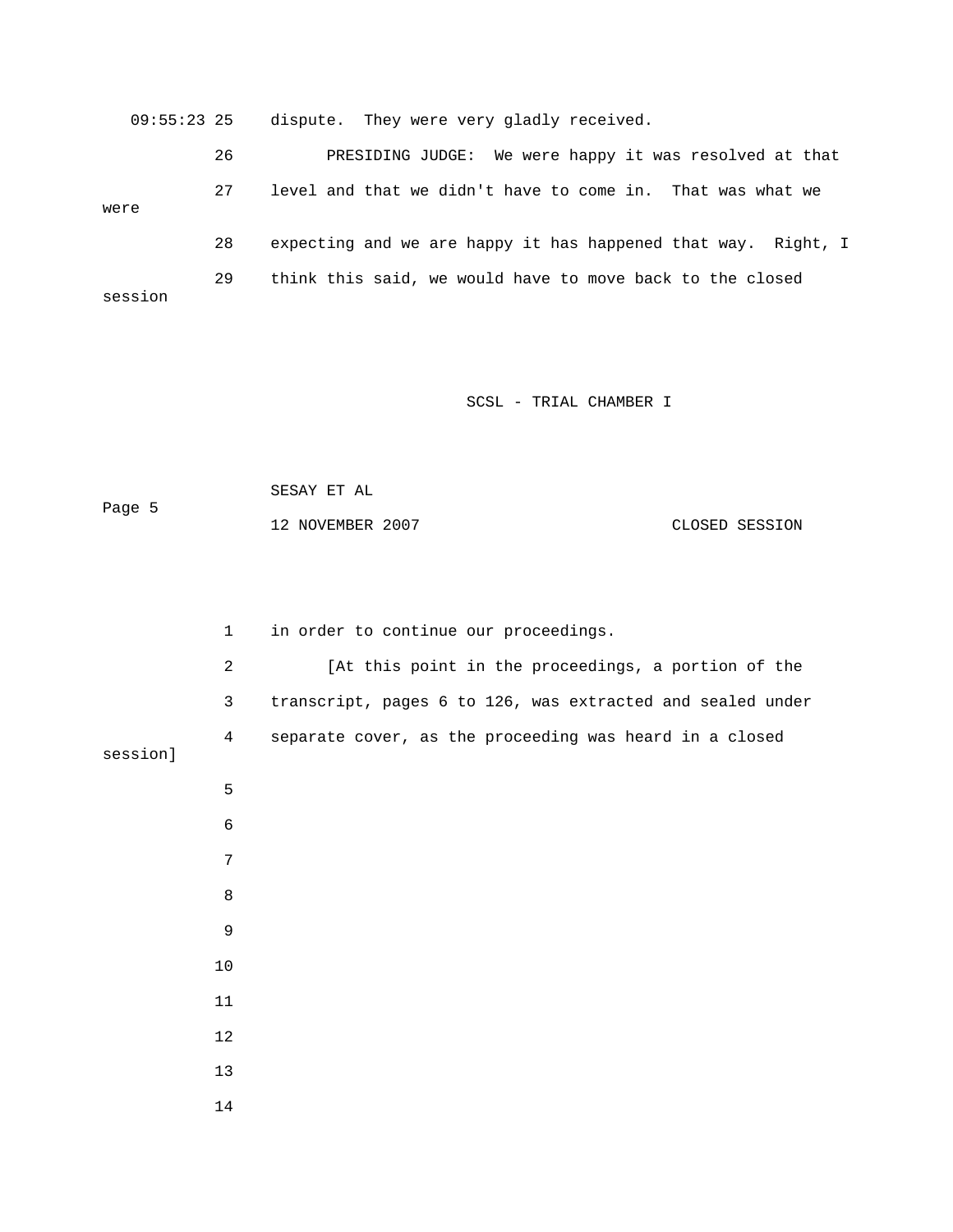09:55:23 25 dispute. They were very gladly received.

26 PRESIDING JUDGE: We were happy it was resolved at that

27 level and that we didn't have to come in. That was what we were

28 expecting and we are happy it has happened that way. Right, I

29 think this said, we would have to move back to the closed session

1 in order to continue our proceedings.

2 [At this point in the proceedings, a portion of the

3 transcript, pages 6 to 126, was extracted and sealed under

4 separate cover, as the proceeding was heard in a closed session]

5

6

7

8

9

10

11

12

13

14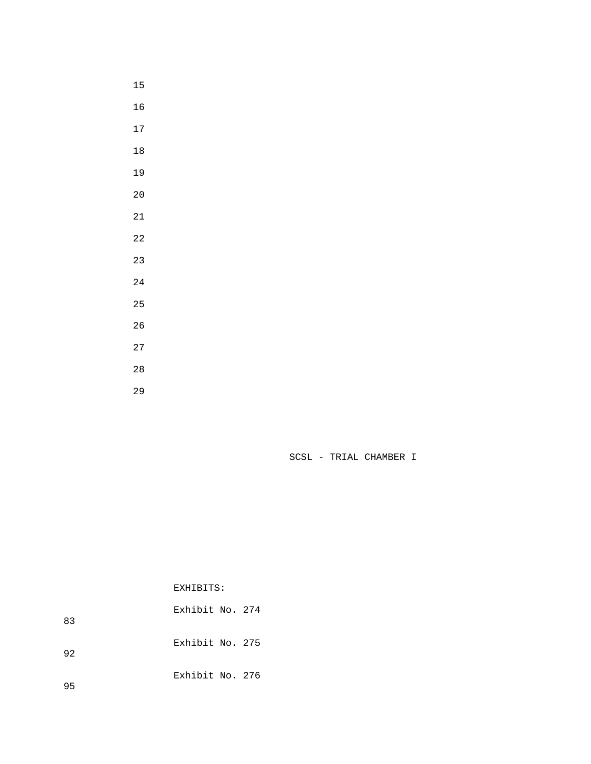SCSL - TRIAL CHAMBER I

EXHIBITS:

Exhibit No. 274 83

Exhibit No. 275 92

Exhibit No. 276 95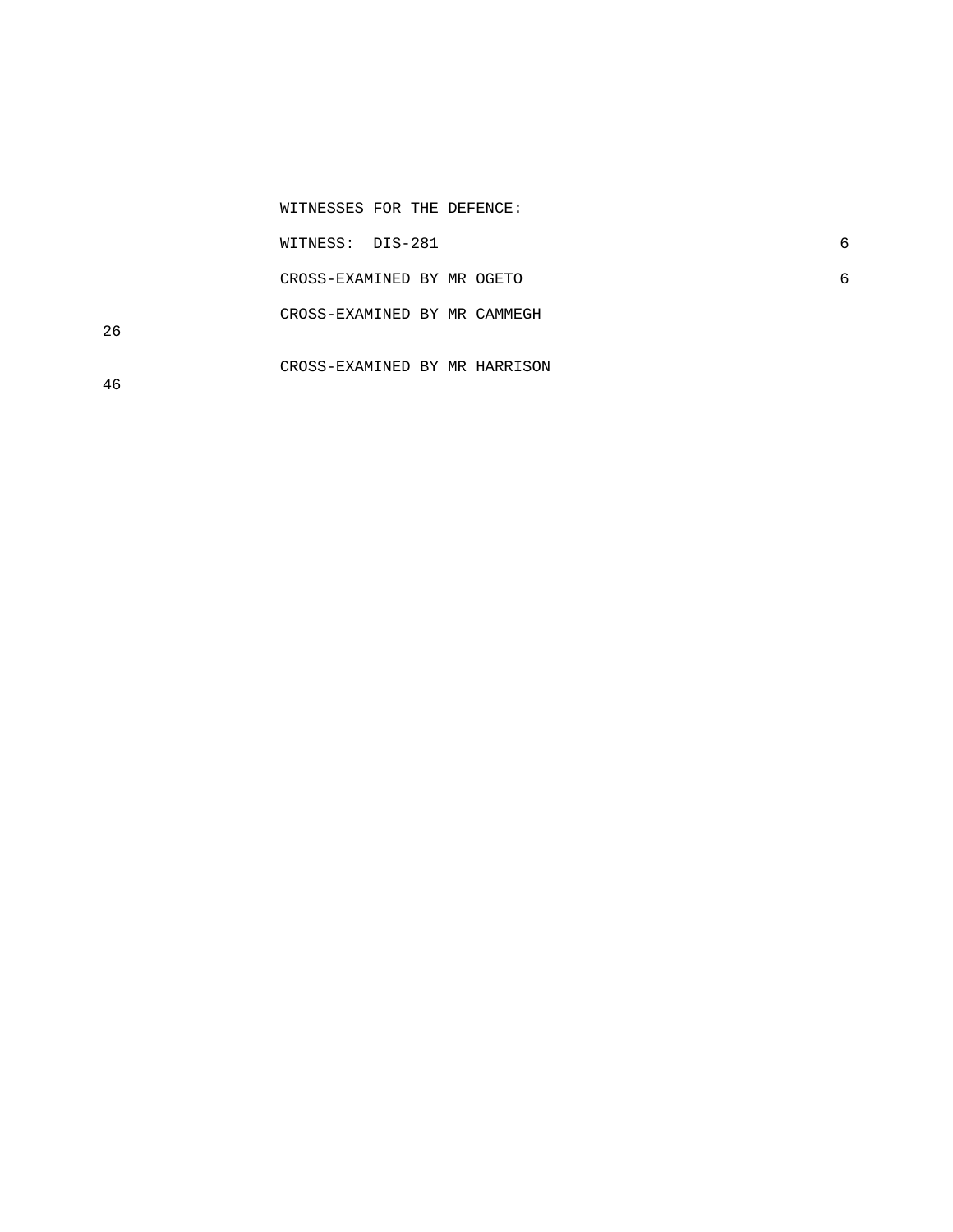WITNESSES FOR THE DEFENCE:

| | |
|---|---|
| WITNESS: DIS-281 | 6 |
| CROSS-EXAMINED BY MR OGETO | 6 |
| CROSS-EXAMINED BY MR CAMMEGH | 26 |
| CROSS-EXAMINED BY MR HARRISON | 46 |